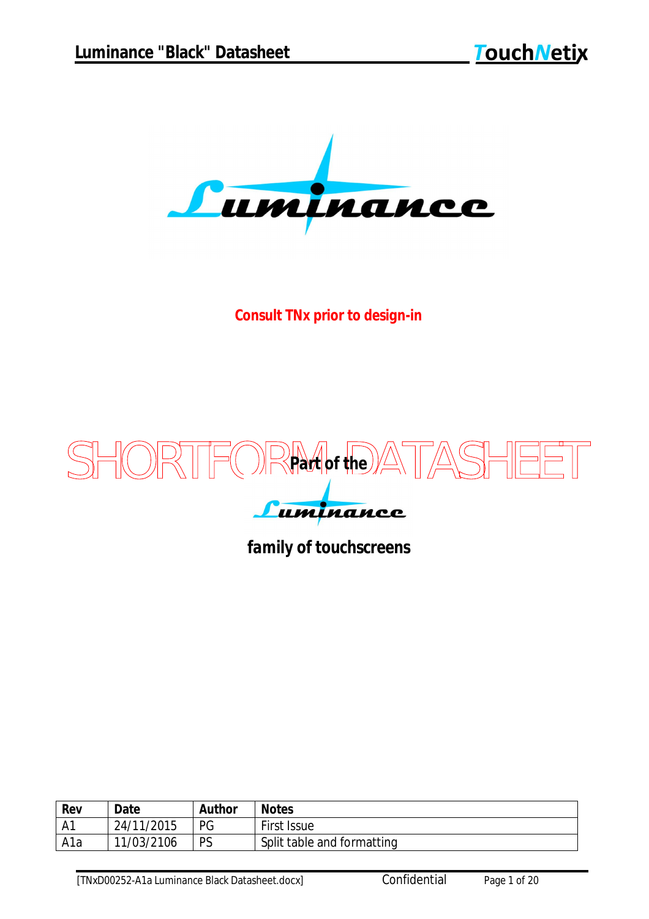Luminance

**Consult TNx prior to design-in**

SHORTFORM DATASHEET

**Part of the**

Luminance

**family of touchscreens**

| Rev | Date | Author | Notes |
|---|---|---|---|
| A1 | 24/11/2015 | PG | First Issue |
| A1a | 11/03/2106 | PS | Split table and formatting |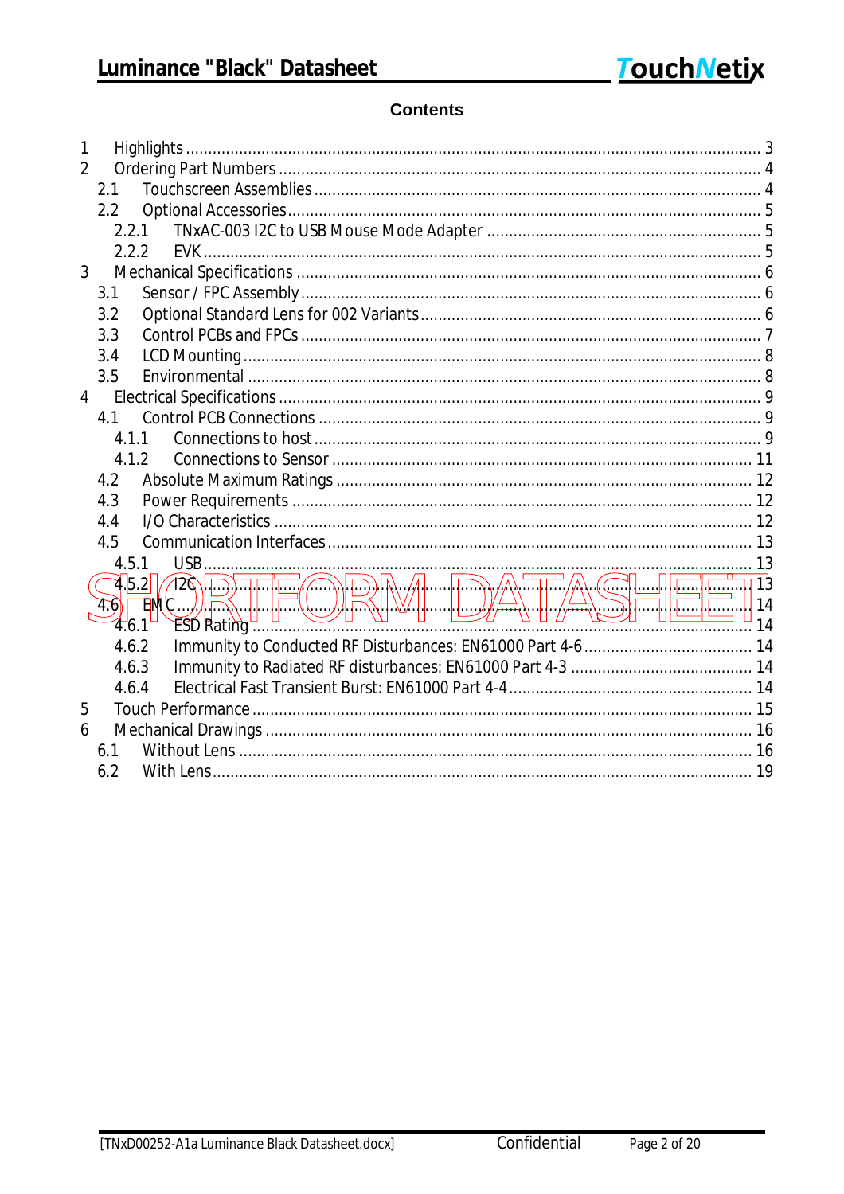## Contents

1 Highlights ... 3
2 Ordering Part Numbers ... 4
  2.1 Touchscreen Assemblies ... 4
  2.2 Optional Accessories ... 5
    2.2.1 TNxAC-003 I2C to USB Mouse Mode Adapter ... 5
    2.2.2 EVK ... 5
3 Mechanical Specifications ... 6
  3.1 Sensor / FPC Assembly ... 6
  3.2 Optional Standard Lens for 002 Variants ... 6
  3.3 Control PCBs and FPCs ... 7
  3.4 LCD Mounting ... 8
  3.5 Environmental ... 8
4 Electrical Specifications ... 9
  4.1 Control PCB Connections ... 9
    4.1.1 Connections to host ... 9
    4.1.2 Connections to Sensor ... 11
  4.2 Absolute Maximum Ratings ... 12
  4.3 Power Requirements ... 12
  4.4 I/O Characteristics ... 12
  4.5 Communication Interfaces ... 13
    4.5.1 USB ... 13
    4.5.2 I2C ... 13
  4.6 EMC ... 14
    4.6.1 ESD Rating ... 14
    4.6.2 Immunity to Conducted RF Disturbances: EN61000 Part 4-6 ... 14
    4.6.3 Immunity to Radiated RF disturbances: EN61000 Part 4-3 ... 14
    4.6.4 Electrical Fast Transient Burst: EN61000 Part 4-4 ... 14
5 Touch Performance ... 15
6 Mechanical Drawings ... 16
  6.1 Without Lens ... 16
  6.2 With Lens ... 19

SHORTFORM DATASHEET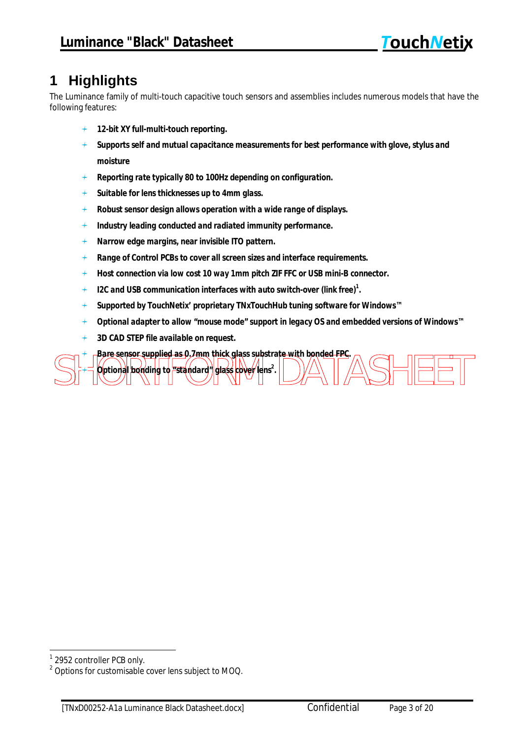# 1 Highlights

The Luminance family of multi-touch capacitive touch sensors and assemblies includes numerous models that have the following features:

- **12-bit XY full-multi-touch reporting.**
- **Supports self and mutual capacitance measurements for best performance with glove, stylus and moisture**
- **Reporting rate typically 80 to 100Hz depending on configuration.**
- **Suitable for lens thicknesses up to 4mm glass.**
- **Robust sensor design allows operation with a wide range of displays.**
- **Industry leading conducted and radiated immunity performance.**
- **Narrow edge margins, near invisible ITO pattern.**
- **Range of Control PCBs to cover all screen sizes and interface requirements.**
- **Host connection via low cost 10 way 1mm pitch ZIF FFC or USB mini-B connector.**
- **I2C and USB communication interfaces with auto switch-over (link free)[1].**
- **Supported by TouchNetix' proprietary TNxTouchHub tuning software for Windows™**
- **Optional adapter to allow "mouse mode" support in legacy OS and embedded versions of Windows™**
- **3D CAD STEP file available on request.**
- **Bare sensor supplied as 0.7mm thick glass substrate with bonded FPC.**
- **Optional bonding to "standard" glass cover lens[2].**

SHORTFORM DATASHEET

[1] 2952 controller PCB only.

[2] Options for customisable cover lens subject to MOQ.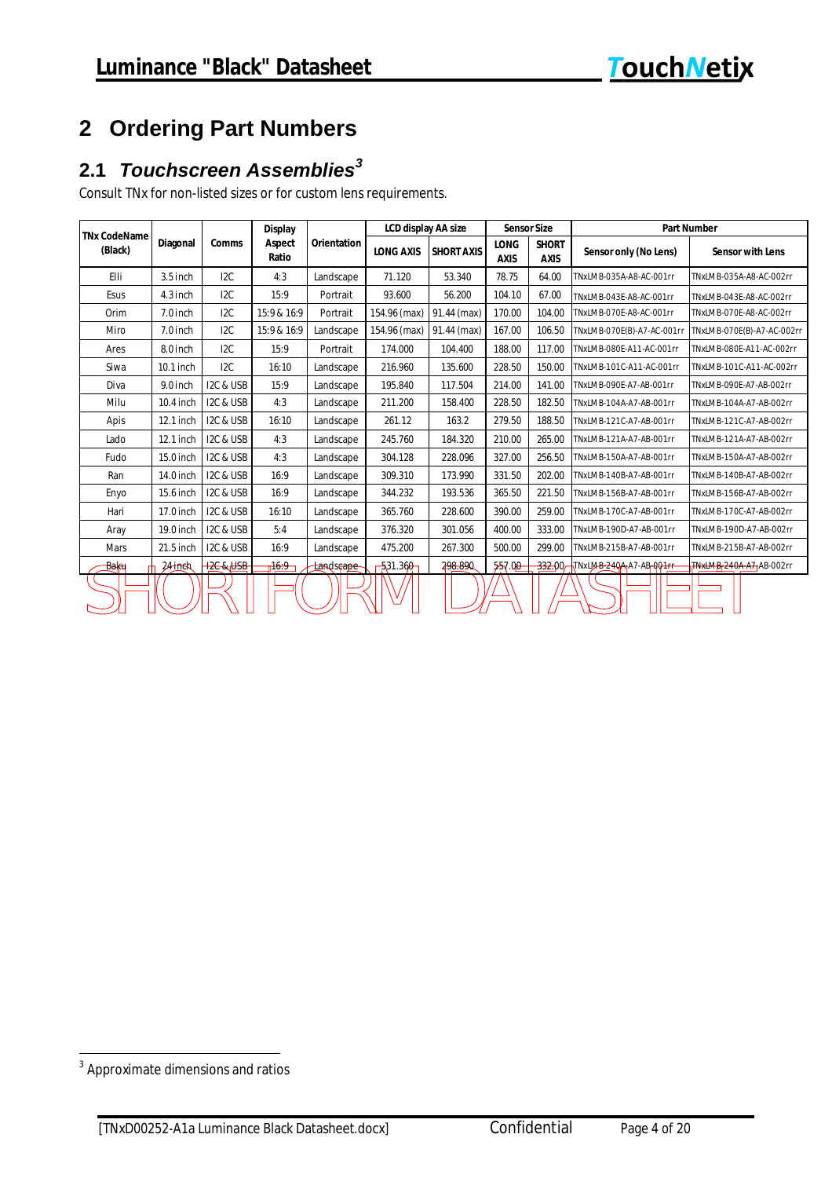# 2 Ordering Part Numbers

## 2.1 *Touchscreen Assemblies*[3]

Consult TNx for non-listed sizes or for custom lens requirements.

| TNx CodeName (Black) | Diagonal | Comms | Display Aspect Ratio | Orientation | LCD display AA size | | Sensor Size | | Part Number | |
|---|---|---|---|---|---|---|---|---|---|---|
| | | | | | LONG AXIS | SHORT AXIS | LONG AXIS | SHORT AXIS | Sensor only (No Lens) | Sensor with Lens |
| Elli | 3.5 inch | I2C | 4:3 | Landscape | 71.120 | 53.340 | 78.75 | 64.00 | TNxLMB-035A-A8-AC-001rr | TNxLMB-035A-A8-AC-002rr |
| Esus | 4.3 inch | I2C | 15:9 | Portrait | 93.600 | 56.200 | 104.10 | 67.00 | TNxLMB-043E-A8-AC-001rr | TNxLMB-043E-A8-AC-002rr |
| Orim | 7.0 inch | I2C | 15:9 & 16:9 | Portrait | 154.96 (max) | 91.44 (max) | 170.00 | 104.00 | TNxLMB-070E-A8-AC-001rr | TNxLMB-070E-A8-AC-002rr |
| Miro | 7.0 inch | I2C | 15:9 & 16:9 | Landscape | 154.96 (max) | 91.44 (max) | 167.00 | 106.50 | TNxLMB-070E(B)-A7-AC-001rr | TNxLMB-070E(B)-A7-AC-002rr |
| Ares | 8.0 inch | I2C | 15:9 | Portrait | 174.000 | 104.400 | 188.00 | 117.00 | TNxLMB-080E-A11-AC-001rr | TNxLMB-080E-A11-AC-002rr |
| Siwa | 10.1 inch | I2C | 16:10 | Landscape | 216.960 | 135.600 | 228.50 | 150.00 | TNxLMB-101C-A11-AC-001rr | TNxLMB-101C-A11-AC-002rr |
| Diva | 9.0 inch | I2C & USB | 15:9 | Landscape | 195.840 | 117.504 | 214.00 | 141.00 | TNxLMB-090E-A7-AB-001rr | TNxLMB-090E-A7-AB-002rr |
| Milu | 10.4 inch | I2C & USB | 4:3 | Landscape | 211.200 | 158.400 | 228.50 | 182.50 | TNxLMB-104A-A7-AB-001rr | TNxLMB-104A-A7-AB-002rr |
| Apis | 12.1 inch | I2C & USB | 16:10 | Landscape | 261.12 | 163.2 | 279.50 | 188.50 | TNxLMB-121C-A7-AB-001rr | TNxLMB-121C-A7-AB-002rr |
| Lado | 12.1 inch | I2C & USB | 4:3 | Landscape | 245.760 | 184.320 | 210.00 | 265.00 | TNxLMB-121A-A7-AB-001rr | TNxLMB-121A-A7-AB-002rr |
| Fudo | 15.0 inch | I2C & USB | 4:3 | Landscape | 304.128 | 228.096 | 327.00 | 256.50 | TNxLMB-150A-A7-AB-001rr | TNxLMB-150A-A7-AB-002rr |
| Ran | 14.0 inch | I2C & USB | 16:9 | Landscape | 309.310 | 173.990 | 331.50 | 202.00 | TNxLMB-140B-A7-AB-001rr | TNxLMB-140B-A7-AB-002rr |
| Enyo | 15.6 inch | I2C & USB | 16:9 | Landscape | 344.232 | 193.536 | 365.50 | 221.50 | TNxLMB-156B-A7-AB-001rr | TNxLMB-156B-A7-AB-002rr |
| Hari | 17.0 inch | I2C & USB | 16:10 | Landscape | 365.760 | 228.600 | 390.00 | 259.00 | TNxLMB-170C-A7-AB-001rr | TNxLMB-170C-A7-AB-002rr |
| Aray | 19.0 inch | I2C & USB | 5:4 | Landscape | 376.320 | 301.056 | 400.00 | 333.00 | TNxLMB-190D-A7-AB-001rr | TNxLMB-190D-A7-AB-002rr |
| Mars | 21.5 inch | I2C & USB | 16:9 | Landscape | 475.200 | 267.300 | 500.00 | 299.00 | TNxLMB-215B-A7-AB-001rr | TNxLMB-215B-A7-AB-002rr |
| Baku | 24 inch | I2C & USB | 16:9 | Landscape | 531.360 | 298.890 | 557.00 | 332.00 | TNxLMB-240A-A7-AB-001rr | TNxLMB-240A-A7-AB-002rr |

SHORTFORM DATASHEET

[3] Approximate dimensions and ratios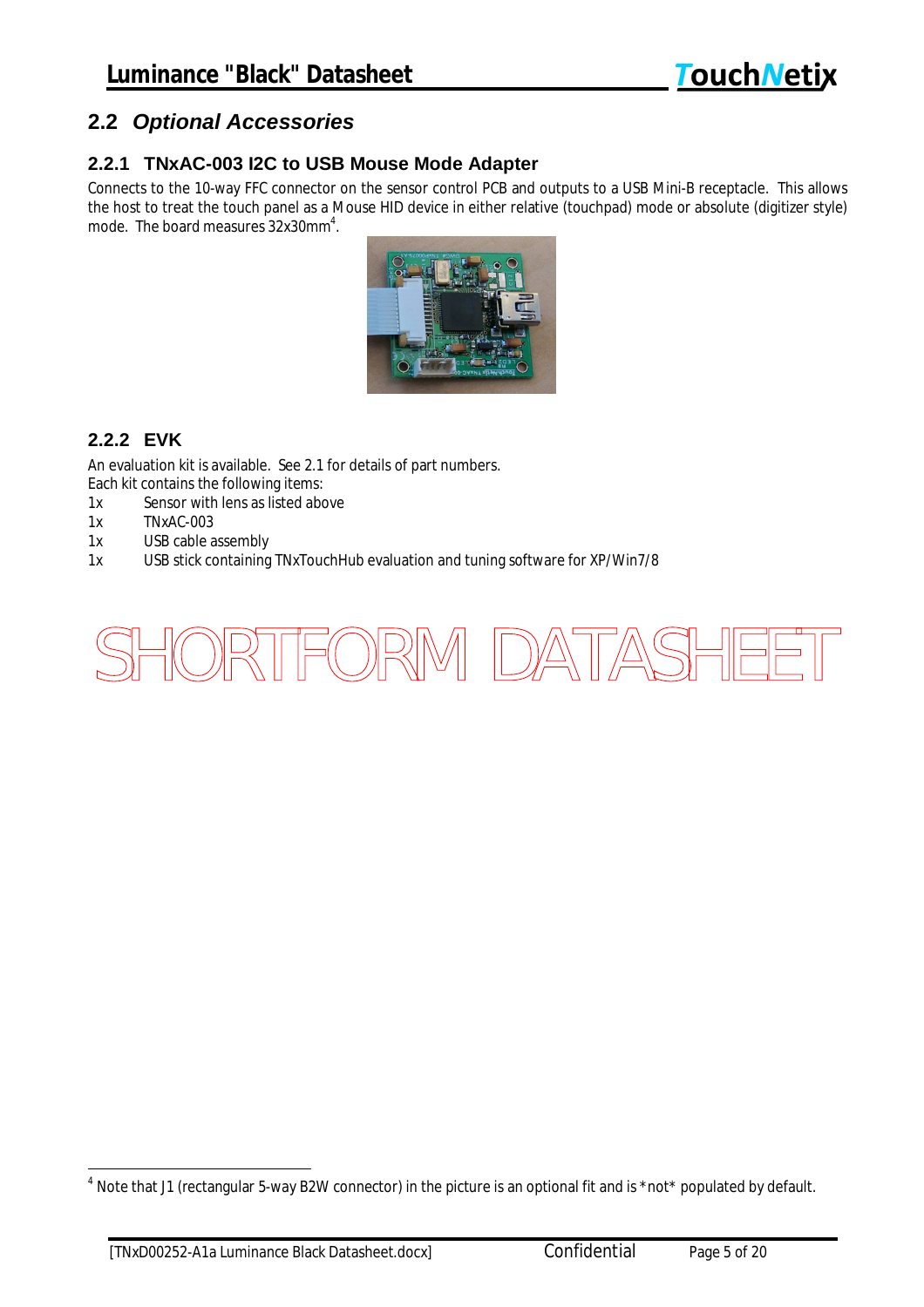## 2.2 *Optional Accessories*

### 2.2.1 TNxAC-003 I2C to USB Mouse Mode Adapter

Connects to the 10-way FFC connector on the sensor control PCB and outputs to a USB Mini-B receptacle. This allows the host to treat the touch panel as a Mouse HID device in either relative (touchpad) mode or absolute (digitizer style) mode. The board measures 32x30mm[4].

### 2.2.2 EVK

An evaluation kit is available. See 2.1 for details of part numbers.
Each kit contains the following items:

- 1x Sensor with lens as listed above
- 1x TNxAC-003
- 1x USB cable assembly
- 1x USB stick containing TNxTouchHub evaluation and tuning software for XP/Win7/8

SHORTFORM DATASHEET

[4] Note that J1 (rectangular 5-way B2W connector) in the picture is an optional fit and is *not* populated by default.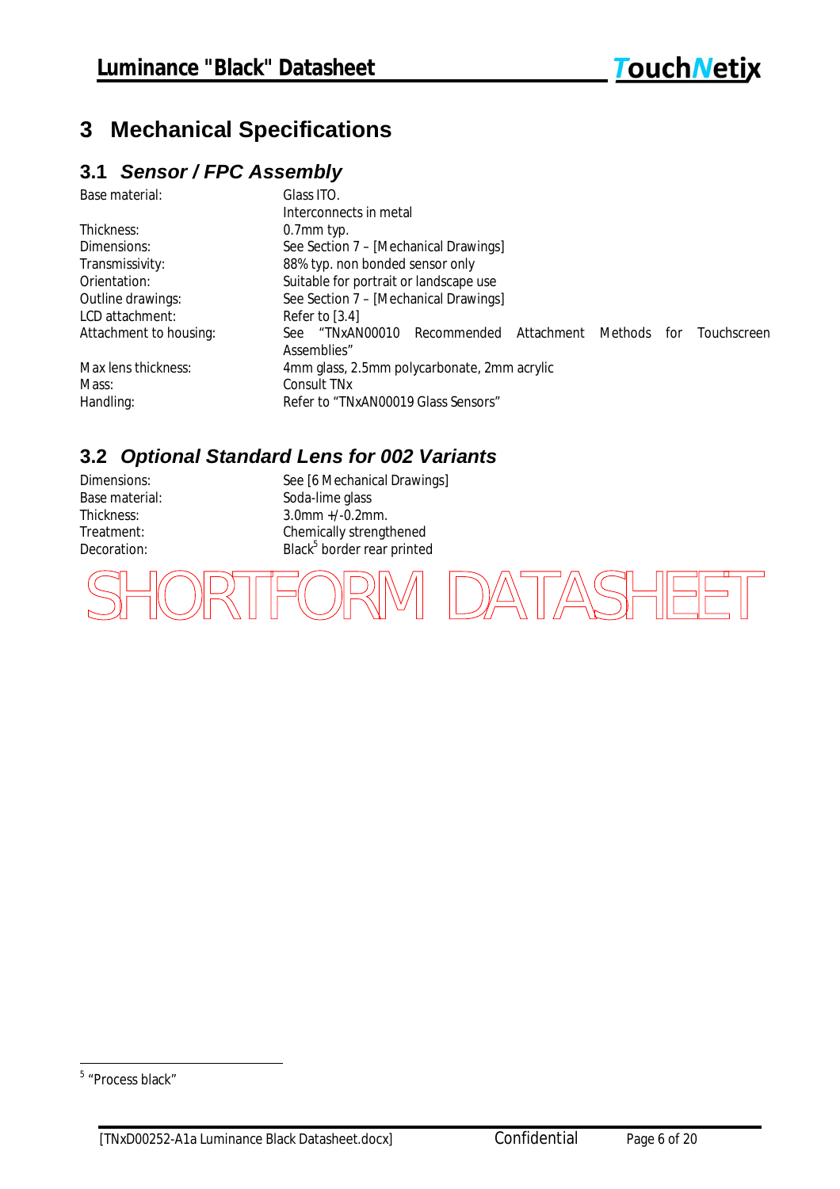# 3 Mechanical Specifications

## 3.1 *Sensor / FPC Assembly*

| | |
|---|---|
| Base material: | Glass ITO.<br>Interconnects in metal |
| Thickness: | 0.7mm typ. |
| Dimensions: | See Section 7 – [Mechanical Drawings] |
| Transmissivity: | 88% typ. non bonded sensor only |
| Orientation: | Suitable for portrait or landscape use |
| Outline drawings: | See Section 7 – [Mechanical Drawings] |
| LCD attachment: | Refer to [3.4] |
| Attachment to housing: | See "TNxAN00010 Recommended Attachment Methods for Touchscreen Assemblies" |
| Max lens thickness: | 4mm glass, 2.5mm polycarbonate, 2mm acrylic |
| Mass: | Consult TNx |
| Handling: | Refer to "TNxAN00019 Glass Sensors" |

## 3.2 *Optional Standard Lens for 002 Variants*

| | |
|---|---|
| Dimensions: | See [6 Mechanical Drawings] |
| Base material: | Soda-lime glass |
| Thickness: | 3.0mm +/-0.2mm. |
| Treatment: | Chemically strengthened |
| Decoration: | Black[5] border rear printed |

SHORTFORM DATASHEET

[5] "Process black"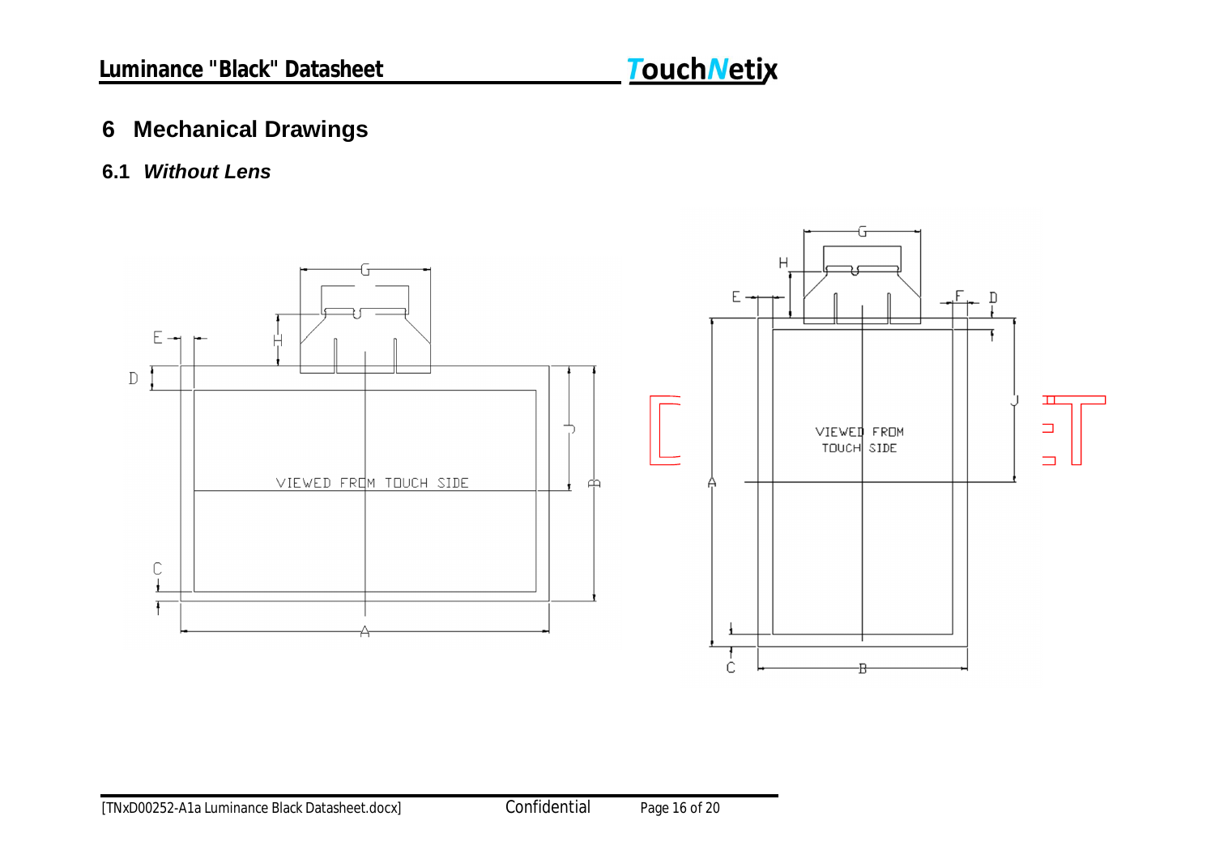# 6 Mechanical Drawings

## 6.1 *Without Lens*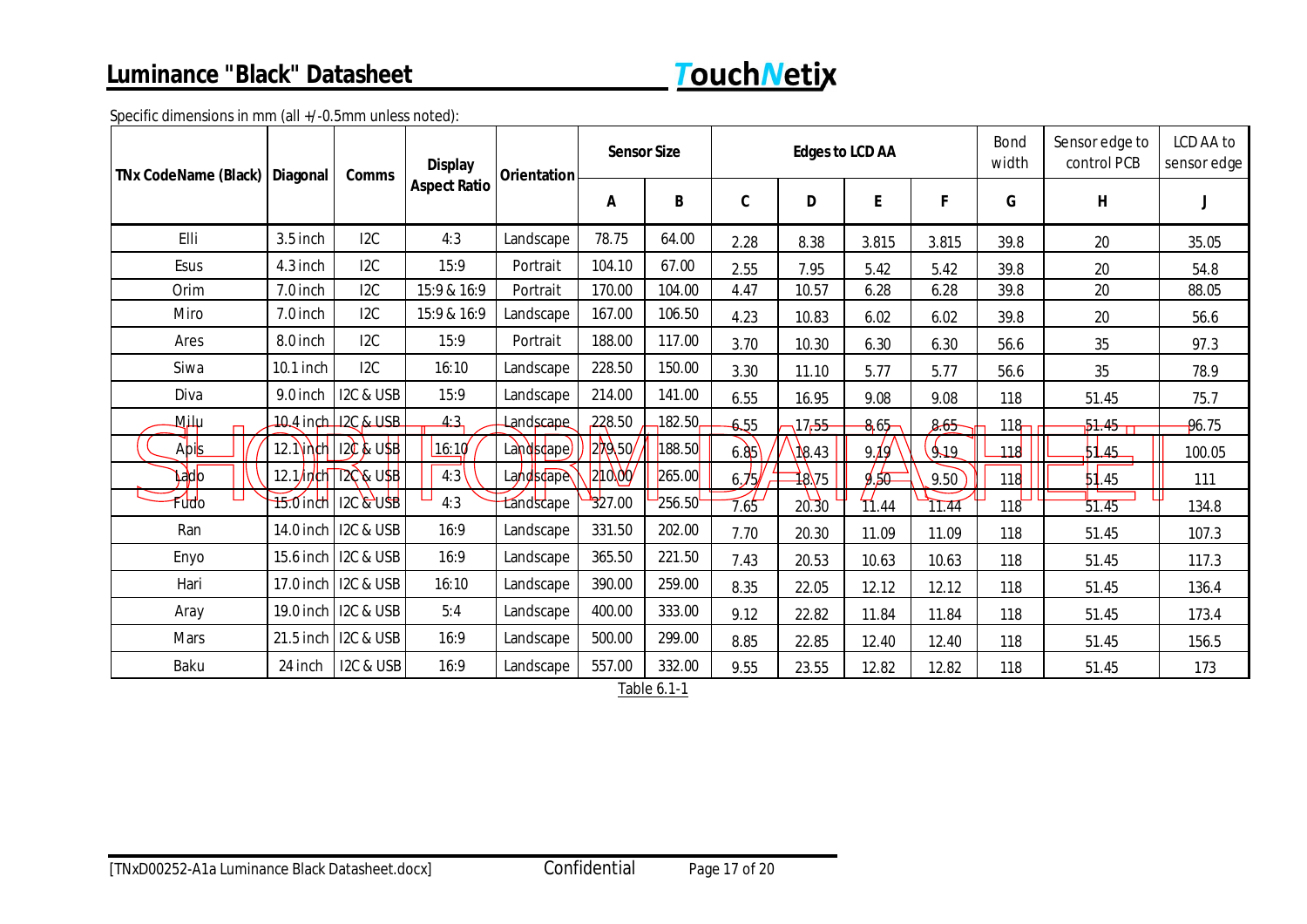Specific dimensions in mm (all +/-0.5mm unless noted):

| TNx CodeName (Black) | Diagonal | Comms | Display Aspect Ratio | Orientation | Sensor Size | | Edges to LCD AA | | | | Bond width | Sensor edge to control PCB | LCD AA to sensor edge |
|---|---|---|---|---|---|---|---|---|---|---|---|---|---|
| | | | | | A | B | C | D | E | F | G | H | J |
| Elli | 3.5 inch | I2C | 4:3 | Landscape | 78.75 | 64.00 | 2.28 | 8.38 | 3.815 | 3.815 | 39.8 | 20 | 35.05 |
| Esus | 4.3 inch | I2C | 15:9 | Portrait | 104.10 | 67.00 | 2.55 | 7.95 | 5.42 | 5.42 | 39.8 | 20 | 54.8 |
| Orim | 7.0 inch | I2C | 15:9 & 16:9 | Portrait | 170.00 | 104.00 | 4.47 | 10.57 | 6.28 | 6.28 | 39.8 | 20 | 88.05 |
| Miro | 7.0 inch | I2C | 15:9 & 16:9 | Landscape | 167.00 | 106.50 | 4.23 | 10.83 | 6.02 | 6.02 | 39.8 | 20 | 56.6 |
| Ares | 8.0 inch | I2C | 15:9 | Portrait | 188.00 | 117.00 | 3.70 | 10.30 | 6.30 | 6.30 | 56.6 | 35 | 97.3 |
| Siwa | 10.1 inch | I2C | 16:10 | Landscape | 228.50 | 150.00 | 3.30 | 11.10 | 5.77 | 5.77 | 56.6 | 35 | 78.9 |
| Diva | 9.0 inch | I2C & USB | 15:9 | Landscape | 214.00 | 141.00 | 6.55 | 16.95 | 9.08 | 9.08 | 118 | 51.45 | 75.7 |
| Milu | 10.4 inch | I2C & USB | 4:3 | Landscape | 228.50 | 182.50 | 6.55 | 17.55 | 8.65 | 8.65 | 118 | 51.45 | 96.75 |
| Apis | 12.1 inch | I2C & USB | 16:10 | Landscape | 279.50 | 188.50 | 6.85 | 18.43 | 9.19 | 9.19 | 118 | 51.45 | 100.05 |
| Lado | 12.1 inch | I2C & USB | 4:3 | Landscape | 210.00 | 265.00 | 6.75 | 18.75 | 9.50 | 9.50 | 118 | 51.45 | 111 |
| Fudo | 15.0 inch | I2C & USB | 4:3 | Landscape | 327.00 | 256.50 | 7.65 | 20.30 | 11.44 | 11.44 | 118 | 51.45 | 134.8 |
| Ran | 14.0 inch | I2C & USB | 16:9 | Landscape | 331.50 | 202.00 | 7.70 | 20.30 | 11.09 | 11.09 | 118 | 51.45 | 107.3 |
| Enyo | 15.6 inch | I2C & USB | 16:9 | Landscape | 365.50 | 221.50 | 7.43 | 20.53 | 10.63 | 10.63 | 118 | 51.45 | 117.3 |
| Hari | 17.0 inch | I2C & USB | 16:10 | Landscape | 390.00 | 259.00 | 8.35 | 22.05 | 12.12 | 12.12 | 118 | 51.45 | 136.4 |
| Aray | 19.0 inch | I2C & USB | 5:4 | Landscape | 400.00 | 333.00 | 9.12 | 22.82 | 11.84 | 11.84 | 118 | 51.45 | 173.4 |
| Mars | 21.5 inch | I2C & USB | 16:9 | Landscape | 500.00 | 299.00 | 8.85 | 22.85 | 12.40 | 12.40 | 118 | 51.45 | 156.5 |
| Baku | 24 inch | I2C & USB | 16:9 | Landscape | 557.00 | 332.00 | 9.55 | 23.55 | 12.82 | 12.82 | 118 | 51.45 | 173 |

Table 6.1-1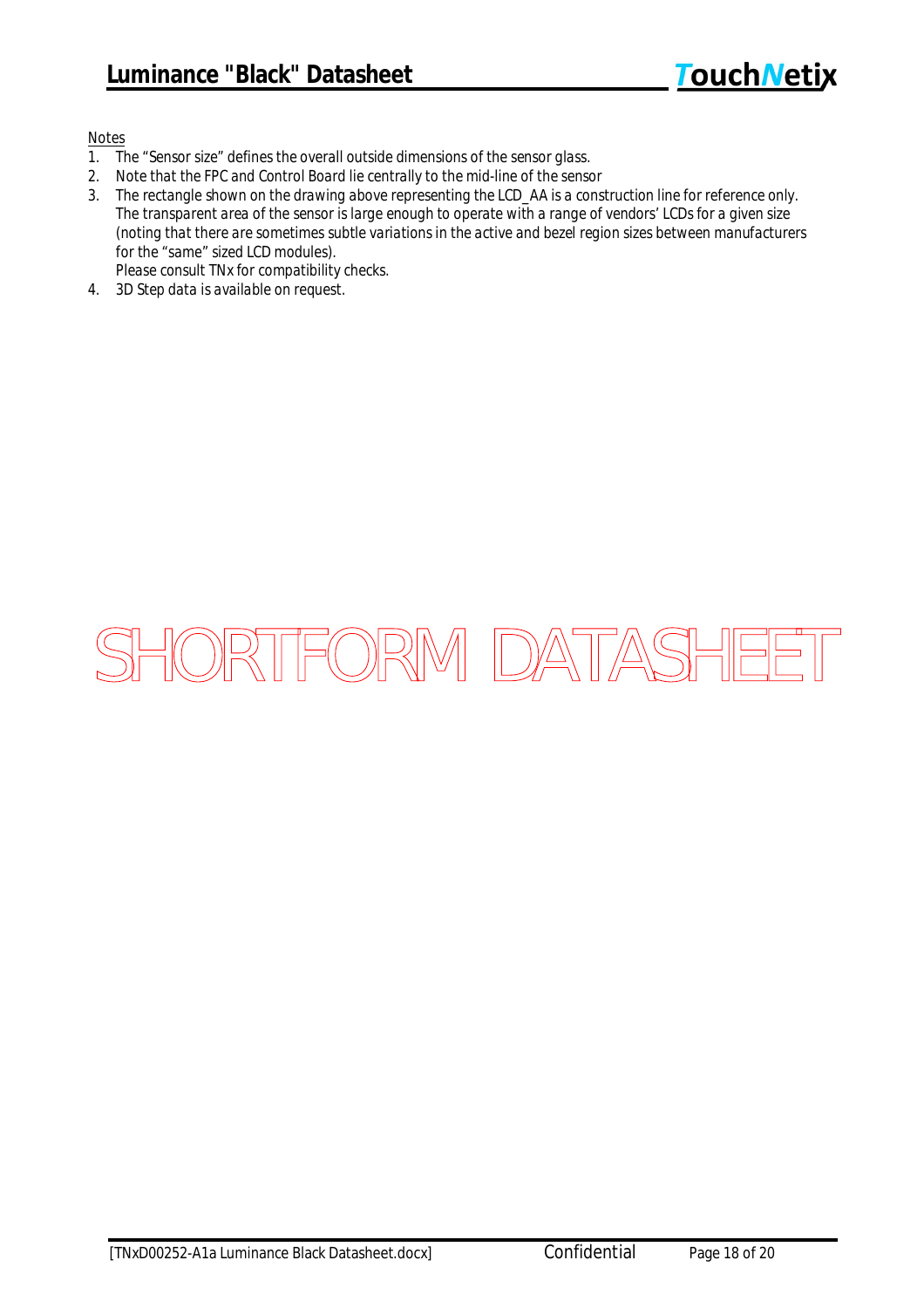Notes

1. The "Sensor size" defines the overall outside dimensions of the sensor glass.
2. Note that the FPC and Control Board lie centrally to the mid-line of the sensor
3. The rectangle shown on the drawing above representing the LCD_AA is a construction line for reference only. The transparent area of the sensor is large enough to operate with a range of vendors' LCDs for a given size (noting that there are sometimes subtle variations in the active and bezel region sizes between manufacturers for the "same" sized LCD modules).
   Please consult TNx for compatibility checks.
4. 3D Step data is available on request.

SHORTFORM DATASHEET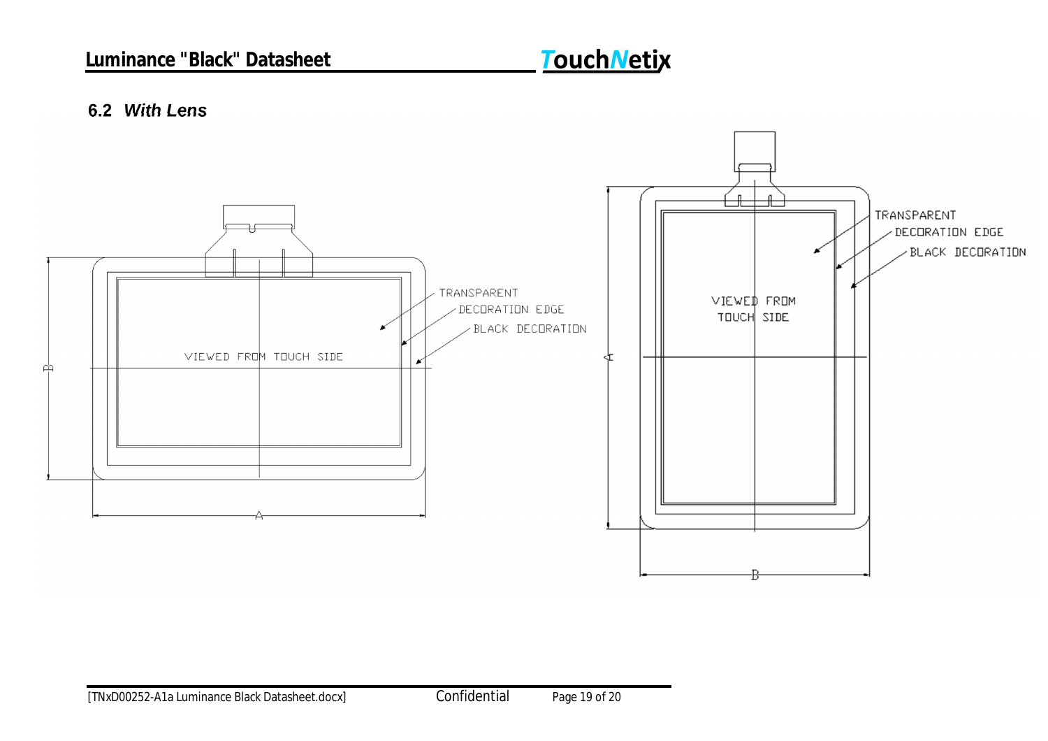## 6.2 *With Lens*

TRANSPARENT

DECORATION EDGE

BLACK DECORATION

VIEWED FROM TOUCH SIDE

A

B

TRANSPARENT

DECORATION EDGE

BLACK DECORATION

VIEWED FROM TOUCH SIDE

A

B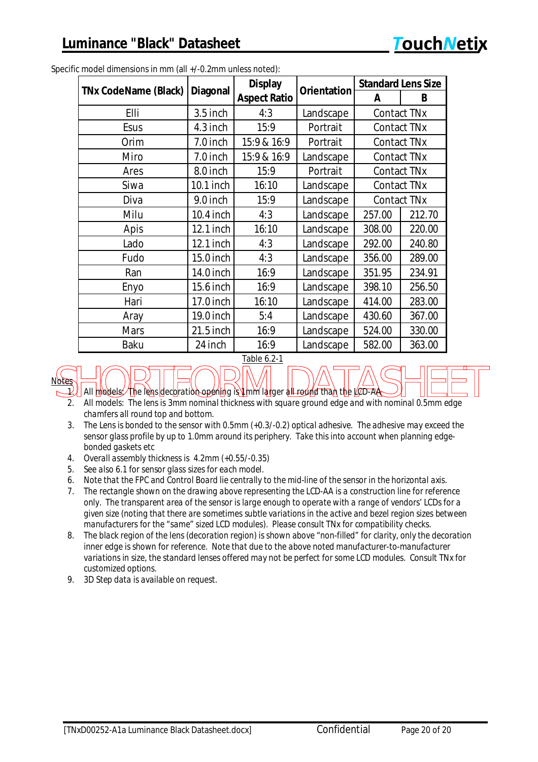Specific model dimensions in mm (all +/-0.2mm unless noted):

| TNx CodeName (Black) | Diagonal | Display Aspect Ratio | Orientation | Standard Lens Size | |
|---|---|---|---|---|---|
| | | | | A | B |
| Elli | 3.5 inch | 4:3 | Landscape | Contact TNx | |
| Esus | 4.3 inch | 15:9 | Portrait | Contact TNx | |
| Orim | 7.0 inch | 15:9 & 16:9 | Portrait | Contact TNx | |
| Miro | 7.0 inch | 15:9 & 16:9 | Landscape | Contact TNx | |
| Ares | 8.0 inch | 15:9 | Portrait | Contact TNx | |
| Siwa | 10.1 inch | 16:10 | Landscape | Contact TNx | |
| Diva | 9.0 inch | 15:9 | Landscape | Contact TNx | |
| Milu | 10.4 inch | 4:3 | Landscape | 257.00 | 212.70 |
| Apis | 12.1 inch | 16:10 | Landscape | 308.00 | 220.00 |
| Lado | 12.1 inch | 4:3 | Landscape | 292.00 | 240.80 |
| Fudo | 15.0 inch | 4:3 | Landscape | 356.00 | 289.00 |
| Ran | 14.0 inch | 16:9 | Landscape | 351.95 | 234.91 |
| Enyo | 15.6 inch | 16:9 | Landscape | 398.10 | 256.50 |
| Hari | 17.0 inch | 16:10 | Landscape | 414.00 | 283.00 |
| Aray | 19.0 inch | 5:4 | Landscape | 430.60 | 367.00 |
| Mars | 21.5 inch | 16:9 | Landscape | 524.00 | 330.00 |
| Baku | 24 inch | 16:9 | Landscape | 582.00 | 363.00 |

Table 6.2-1

SHORTFORM DATASHEET

Notes

1. All models: The lens decoration opening is 1mm larger all round than the LCD-AA
2. All models: The lens is 3mm nominal thickness with square ground edge and with nominal 0.5mm edge chamfers all round top and bottom.
3. The Lens is bonded to the sensor with 0.5mm (+0.3/-0.2) optical adhesive. The adhesive may exceed the sensor glass profile by up to 1.0mm around its periphery. Take this into account when planning edge-bonded gaskets etc
4. Overall assembly thickness is 4.2mm (+0.55/-0.35)
5. See also 6.1 for sensor glass sizes for each model.
6. Note that the FPC and Control Board lie centrally to the mid-line of the sensor in the horizontal axis.
7. The rectangle shown on the drawing above representing the LCD-AA is a construction line for reference only. The transparent area of the sensor is large enough to operate with a range of vendors' LCDs for a given size (noting that there are sometimes subtle variations in the active and bezel region sizes between manufacturers for the "same" sized LCD modules). Please consult TNx for compatibility checks.
8. The black region of the lens (decoration region) is shown above "non-filled" for clarity, only the decoration inner edge is shown for reference. Note that due to the above noted manufacturer-to-manufacturer variations in size, the standard lenses offered may not be perfect for some LCD modules. Consult TNx for customized options.
9. 3D Step data is available on request.